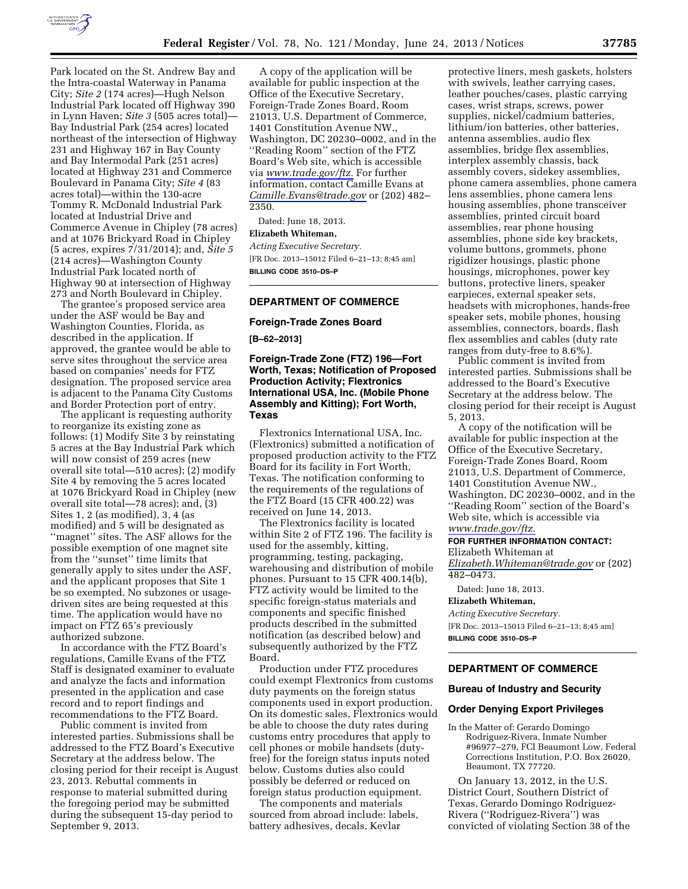Park located on the St. Andrew Bay and the Intra-coastal Waterway in Panama City; *Site 2* (174 acres)—Hugh Nelson Industrial Park located off Highway 390 in Lynn Haven; *Site 3* (505 acres total)—Bay Industrial Park (254 acres) located northeast of the intersection of Highway 231 and Highway 167 in Bay County and Bay Intermodal Park (251 acres) located at Highway 231 and Commerce Boulevard in Panama City; *Site 4* (83 acres total)—within the 130-acre Tommy R. McDonald Industrial Park located at Industrial Drive and Commerce Avenue in Chipley (78 acres) and at 1076 Brickyard Road in Chipley (5 acres, expires 7/31/2014); and, *Site 5* (214 acres)—Washington County Industrial Park located north of Highway 90 at intersection of Highway 273 and North Boulevard in Chipley.

The grantee's proposed service area under the ASF would be Bay and Washington Counties, Florida, as described in the application. If approved, the grantee would be able to serve sites throughout the service area based on companies' needs for FTZ designation. The proposed service area is adjacent to the Panama City Customs and Border Protection port of entry.

The applicant is requesting authority to reorganize its existing zone as follows: (1) Modify Site 3 by reinstating 5 acres at the Bay Industrial Park which will now consist of 259 acres (new overall site total—510 acres); (2) modify Site 4 by removing the 5 acres located at 1076 Brickyard Road in Chipley (new overall site total—78 acres); and, (3) Sites 1, 2 (as modified), 3, 4 (as modified) and 5 will be designated as "magnet" sites. The ASF allows for the possible exemption of one magnet site from the "sunset" time limits that generally apply to sites under the ASF, and the applicant proposes that Site 1 be so exempted. No subzones or usage-driven sites are being requested at this time. The application would have no impact on FTZ 65's previously authorized subzone.

In accordance with the FTZ Board's regulations, Camille Evans of the FTZ Staff is designated examiner to evaluate and analyze the facts and information presented in the application and case record and to report findings and recommendations to the FTZ Board.

Public comment is invited from interested parties. Submissions shall be addressed to the FTZ Board's Executive Secretary at the address below. The closing period for their receipt is August 23, 2013. Rebuttal comments in response to material submitted during the foregoing period may be submitted during the subsequent 15-day period to September 9, 2013.

A copy of the application will be available for public inspection at the Office of the Executive Secretary, Foreign-Trade Zones Board, Room 21013, U.S. Department of Commerce, 1401 Constitution Avenue NW., Washington, DC 20230–0002, and in the "Reading Room" section of the FTZ Board's Web site, which is accessible via *www.trade.gov/ftz.* For further information, contact Camille Evans at *Camille.Evans@trade.gov* or (202) 482–2350.

Dated: June 18, 2013.

**Elizabeth Whiteman,**

*Acting Executive Secretary.*

[FR Doc. 2013–15012 Filed 6–21–13; 8:45 am]

**BILLING CODE 3510–DS–P**

## DEPARTMENT OF COMMERCE

### Foreign-Trade Zones Board

**[B–62–2013]**

### Foreign-Trade Zone (FTZ) 196—Fort Worth, Texas; Notification of Proposed Production Activity; Flextronics International USA, Inc. (Mobile Phone Assembly and Kitting); Fort Worth, Texas

Flextronics International USA, Inc. (Flextronics) submitted a notification of proposed production activity to the FTZ Board for its facility in Fort Worth, Texas. The notification conforming to the requirements of the regulations of the FTZ Board (15 CFR 400.22) was received on June 14, 2013.

The Flextronics facility is located within Site 2 of FTZ 196. The facility is used for the assembly, kitting, programming, testing, packaging, warehousing and distribution of mobile phones. Pursuant to 15 CFR 400.14(b), FTZ activity would be limited to the specific foreign-status materials and components and specific finished products described in the submitted notification (as described below) and subsequently authorized by the FTZ Board.

Production under FTZ procedures could exempt Flextronics from customs duty payments on the foreign status components used in export production. On its domestic sales, Flextronics would be able to choose the duty rates during customs entry procedures that apply to cell phones or mobile handsets (duty-free) for the foreign status inputs noted below. Customs duties also could possibly be deferred or reduced on foreign status production equipment.

The components and materials sourced from abroad include: labels, battery adhesives, decals, Kevlar protective liners, mesh gaskets, holsters with swivels, leather carrying cases, leather pouches/cases, plastic carrying cases, wrist straps, screws, power supplies, nickel/cadmium batteries, lithium/ion batteries, other batteries, antenna assemblies, audio flex assemblies, bridge flex assemblies, interplex assembly chassis, back assembly covers, sidekey assemblies, phone camera assemblies, phone camera lens assemblies, phone camera lens housing assemblies, phone transceiver assemblies, printed circuit board assemblies, rear phone housing assemblies, phone side key brackets, volume buttons, grommets, phone rigidizer housings, plastic phone housings, microphones, power key buttons, protective liners, speaker earpieces, external speaker sets, headsets with microphones, hands-free speaker sets, mobile phones, housing assemblies, connectors, boards, flash flex assemblies and cables (duty rate ranges from duty-free to 8.6%).

Public comment is invited from interested parties. Submissions shall be addressed to the Board's Executive Secretary at the address below. The closing period for their receipt is August 5, 2013.

A copy of the notification will be available for public inspection at the Office of the Executive Secretary, Foreign-Trade Zones Board, Room 21013, U.S. Department of Commerce, 1401 Constitution Avenue NW., Washington, DC 20230–0002, and in the "Reading Room" section of the Board's Web site, which is accessible via *www.trade.gov/ftz.*

**FOR FURTHER INFORMATION CONTACT:** Elizabeth Whiteman at *Elizabeth.Whiteman@trade.gov* or (202) 482–0473.

Dated: June 18, 2013.

**Elizabeth Whiteman,**

*Acting Executive Secretary.*

[FR Doc. 2013–15013 Filed 6–21–13; 8:45 am]

**BILLING CODE 3510–DS–P**

## DEPARTMENT OF COMMERCE

### Bureau of Industry and Security

### Order Denying Export Privileges

In the Matter of: Gerardo Domingo Rodriguez-Rivera, Inmate Number #96977–279, FCI Beaumont Low, Federal Corrections Institution, P.O. Box 26020, Beaumont, TX 77720.

On January 13, 2012, in the U.S. District Court, Southern District of Texas, Gerardo Domingo Rodriguez-Rivera ("Rodriguez-Rivera") was convicted of violating Section 38 of the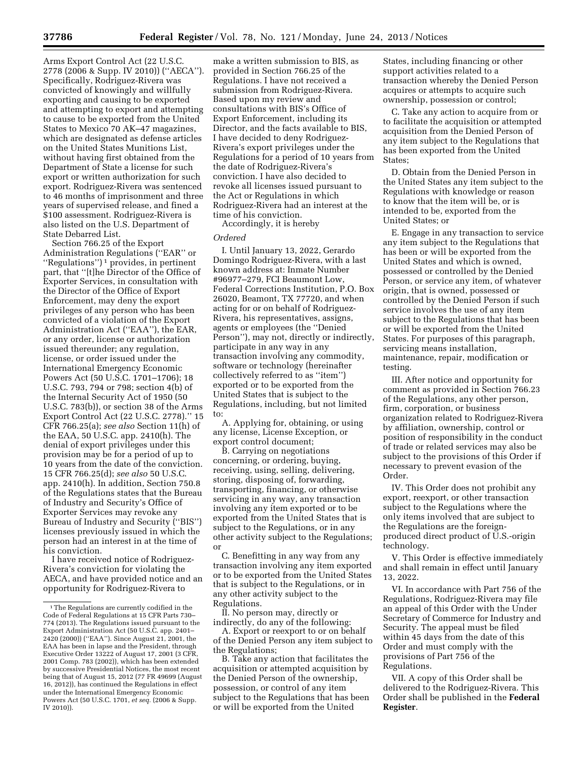Arms Export Control Act (22 U.S.C. 2778 (2006 & Supp. IV 2010)) (''AECA''). Specifically, Rodriguez-Rivera was convicted of knowingly and willfully exporting and causing to be exported and attempting to export and attempting to cause to be exported from the United States to Mexico 70 AK–47 magazines, which are designated as defense articles on the United States Munitions List, without having first obtained from the Department of State a license for such export or written authorization for such export. Rodriguez-Rivera was sentenced to 46 months of imprisonment and three years of supervised release, and fined a $100 assessment. Rodriguez-Rivera is also listed on the U.S. Department of State Debarred List.

Section 766.25 of the Export Administration Regulations (''EAR'' or ''Regulations'')[1] provides, in pertinent part, that ''[t]he Director of the Office of Exporter Services, in consultation with the Director of the Office of Export Enforcement, may deny the export privileges of any person who has been convicted of a violation of the Export Administration Act (''EAA''), the EAR, or any order, license or authorization issued thereunder; any regulation, license, or order issued under the International Emergency Economic Powers Act (50 U.S.C. 1701–1706); 18 U.S.C. 793, 794 or 798; section 4(b) of the Internal Security Act of 1950 (50 U.S.C. 783(b)), or section 38 of the Arms Export Control Act (22 U.S.C. 2778).'' 15 CFR 766.25(a); *see also* Section 11(h) of the EAA, 50 U.S.C. app. 2410(h). The denial of export privileges under this provision may be for a period of up to 10 years from the date of the conviction. 15 CFR 766.25(d); *see also* 50 U.S.C. app. 2410(h). In addition, Section 750.8 of the Regulations states that the Bureau of Industry and Security's Office of Exporter Services may revoke any Bureau of Industry and Security (''BIS'') licenses previously issued in which the person had an interest in at the time of his conviction.

I have received notice of Rodriguez-Rivera's conviction for violating the AECA, and have provided notice and an opportunity for Rodriguez-Rivera to make a written submission to BIS, as provided in Section 766.25 of the Regulations. I have not received a submission from Rodriguez-Rivera. Based upon my review and consultations with BIS's Office of Export Enforcement, including its Director, and the facts available to BIS, I have decided to deny Rodriguez-Rivera's export privileges under the Regulations for a period of 10 years from the date of Rodriguez-Rivera's conviction. I have also decided to revoke all licenses issued pursuant to the Act or Regulations in which Rodriguez-Rivera had an interest at the time of his conviction.

Accordingly, it is hereby

*Ordered*

I. Until January 13, 2022, Gerardo Domingo Rodriguez-Rivera, with a last known address at: Inmate Number #96977–279, FCI Beaumont Low, Federal Corrections Institution, P.O. Box 26020, Beaumont, TX 77720, and when acting for or on behalf of Rodriguez-Rivera, his representatives, assigns, agents or employees (the ''Denied Person''), may not, directly or indirectly, participate in any way in any transaction involving any commodity, software or technology (hereinafter collectively referred to as ''item'') exported or to be exported from the United States that is subject to the Regulations, including, but not limited to:

A. Applying for, obtaining, or using any license, License Exception, or export control document;

B. Carrying on negotiations concerning, or ordering, buying, receiving, using, selling, delivering, storing, disposing of, forwarding, transporting, financing, or otherwise servicing in any way, any transaction involving any item exported or to be exported from the United States that is subject to the Regulations, or in any other activity subject to the Regulations; or

C. Benefitting in any way from any transaction involving any item exported or to be exported from the United States that is subject to the Regulations, or in any other activity subject to the Regulations.

II. No person may, directly or indirectly, do any of the following:

A. Export or reexport to or on behalf of the Denied Person any item subject to the Regulations;

B. Take any action that facilitates the acquisition or attempted acquisition by the Denied Person of the ownership, possession, or control of any item subject to the Regulations that has been or will be exported from the United States, including financing or other support activities related to a transaction whereby the Denied Person acquires or attempts to acquire such ownership, possession or control;

C. Take any action to acquire from or to facilitate the acquisition or attempted acquisition from the Denied Person of any item subject to the Regulations that has been exported from the United States;

D. Obtain from the Denied Person in the United States any item subject to the Regulations with knowledge or reason to know that the item will be, or is intended to be, exported from the United States; or

E. Engage in any transaction to service any item subject to the Regulations that has been or will be exported from the United States and which is owned, possessed or controlled by the Denied Person, or service any item, of whatever origin, that is owned, possessed or controlled by the Denied Person if such service involves the use of any item subject to the Regulations that has been or will be exported from the United States. For purposes of this paragraph, servicing means installation, maintenance, repair, modification or testing.

III. After notice and opportunity for comment as provided in Section 766.23 of the Regulations, any other person, firm, corporation, or business organization related to Rodriguez-Rivera by affiliation, ownership, control or position of responsibility in the conduct of trade or related services may also be subject to the provisions of this Order if necessary to prevent evasion of the Order.

IV. This Order does not prohibit any export, reexport, or other transaction subject to the Regulations where the only items involved that are subject to the Regulations are the foreign-produced direct product of U.S.-origin technology.

V. This Order is effective immediately and shall remain in effect until January 13, 2022.

VI. In accordance with Part 756 of the Regulations, Rodriguez-Rivera may file an appeal of this Order with the Under Secretary of Commerce for Industry and Security. The appeal must be filed within 45 days from the date of this Order and must comply with the provisions of Part 756 of the Regulations.

VII. A copy of this Order shall be delivered to the Rodriguez-Rivera. This Order shall be published in the **Federal Register**.

---

[1] The Regulations are currently codified in the Code of Federal Regulations at 15 CFR Parts 730–774 (2013). The Regulations issued pursuant to the Export Administration Act (50 U.S.C. app. 2401–2420 (2000)) (''EAA''). Since August 21, 2001, the EAA has been in lapse and the President, through Executive Order 13222 of August 17, 2001 (3 CFR, 2001 Comp. 783 (2002)), which has been extended by successive Presidential Notices, the most recent being that of August 15, 2012 (77 FR 49699 (August 16, 2012)), has continued the Regulations in effect under the International Emergency Economic Powers Act (50 U.S.C. 1701, *et seq.* (2006 & Supp. IV 2010)).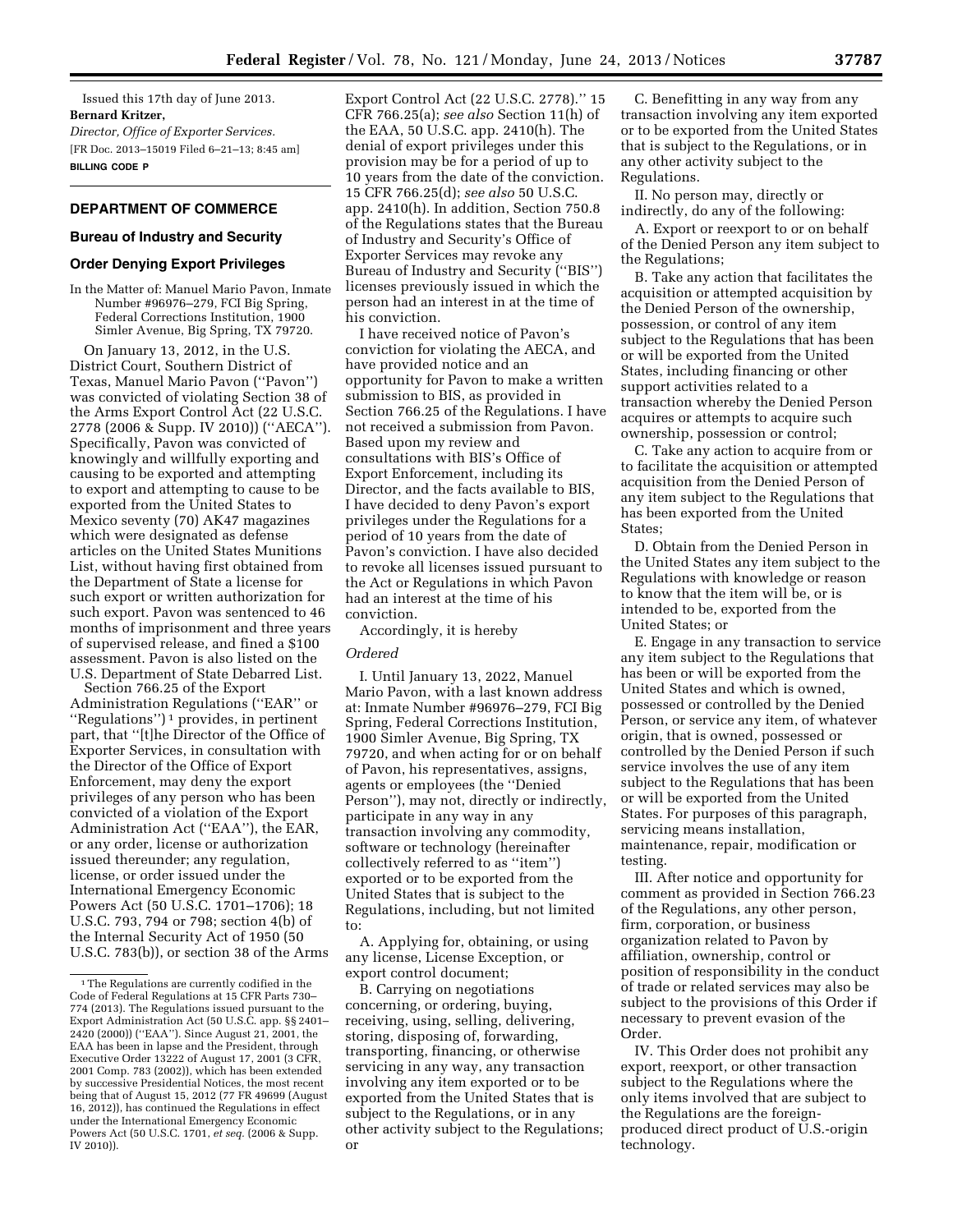Issued this 17th day of June 2013.

**Bernard Kritzer,**

*Director, Office of Exporter Services.*

[FR Doc. 2013–15019 Filed 6–21–13; 8:45 am]

**BILLING CODE P**

## DEPARTMENT OF COMMERCE

### Bureau of Industry and Security

### Order Denying Export Privileges

In the Matter of: Manuel Mario Pavon, Inmate Number #96976–279, FCI Big Spring, Federal Corrections Institution, 1900 Simler Avenue, Big Spring, TX 79720.

On January 13, 2012, in the U.S. District Court, Southern District of Texas, Manuel Mario Pavon (''Pavon'') was convicted of violating Section 38 of the Arms Export Control Act (22 U.S.C. 2778 (2006 & Supp. IV 2010)) (''AECA''). Specifically, Pavon was convicted of knowingly and willfully exporting and causing to be exported and attempting to export and attempting to cause to be exported from the United States to Mexico seventy (70) AK47 magazines which were designated as defense articles on the United States Munitions List, without having first obtained from the Department of State a license for such export or written authorization for such export. Pavon was sentenced to 46 months of imprisonment and three years of supervised release, and fined a $100 assessment. Pavon is also listed on the U.S. Department of State Debarred List.

Section 766.25 of the Export Administration Regulations (''EAR'' or ''Regulations'')[1] provides, in pertinent part, that ''[t]he Director of the Office of Exporter Services, in consultation with the Director of the Office of Export Enforcement, may deny the export privileges of any person who has been convicted of a violation of the Export Administration Act (''EAA''), the EAR, or any order, license or authorization issued thereunder; any regulation, license, or order issued under the International Emergency Economic Powers Act (50 U.S.C. 1701–1706); 18 U.S.C. 793, 794 or 798; section 4(b) of the Internal Security Act of 1950 (50 U.S.C. 783(b)), or section 38 of the Arms Export Control Act (22 U.S.C. 2778).'' 15 CFR 766.25(a); *see also* Section 11(h) of the EAA, 50 U.S.C. app. 2410(h). The denial of export privileges under this provision may be for a period of up to 10 years from the date of the conviction. 15 CFR 766.25(d); *see also* 50 U.S.C. app. 2410(h). In addition, Section 750.8 of the Regulations states that the Bureau of Industry and Security's Office of Exporter Services may revoke any Bureau of Industry and Security (''BIS'') licenses previously issued in which the person had an interest in at the time of his conviction.

I have received notice of Pavon's conviction for violating the AECA, and have provided notice and an opportunity for Pavon to make a written submission to BIS, as provided in Section 766.25 of the Regulations. I have not received a submission from Pavon. Based upon my review and consultations with BIS's Office of Export Enforcement, including its Director, and the facts available to BIS, I have decided to deny Pavon's export privileges under the Regulations for a period of 10 years from the date of Pavon's conviction. I have also decided to revoke all licenses issued pursuant to the Act or Regulations in which Pavon had an interest at the time of his conviction.

Accordingly, it is hereby

*Ordered*

I. Until January 13, 2022, Manuel Mario Pavon, with a last known address at: Inmate Number #96976–279, FCI Big Spring, Federal Corrections Institution, 1900 Simler Avenue, Big Spring, TX 79720, and when acting for or on behalf of Pavon, his representatives, assigns, agents or employees (the ''Denied Person''), may not, directly or indirectly, participate in any way in any transaction involving any commodity, software or technology (hereinafter collectively referred to as ''item'') exported or to be exported from the United States that is subject to the Regulations, including, but not limited to:

A. Applying for, obtaining, or using any license, License Exception, or export control document;

B. Carrying on negotiations concerning, or ordering, buying, receiving, using, selling, delivering, storing, disposing of, forwarding, transporting, financing, or otherwise servicing in any way, any transaction involving any item exported or to be exported from the United States that is subject to the Regulations, or in any other activity subject to the Regulations; or

C. Benefitting in any way from any transaction involving any item exported or to be exported from the United States that is subject to the Regulations, or in any other activity subject to the Regulations.

II. No person may, directly or indirectly, do any of the following:

A. Export or reexport to or on behalf of the Denied Person any item subject to the Regulations;

B. Take any action that facilitates the acquisition or attempted acquisition by the Denied Person of the ownership, possession, or control of any item subject to the Regulations that has been or will be exported from the United States, including financing or other support activities related to a transaction whereby the Denied Person acquires or attempts to acquire such ownership, possession or control;

C. Take any action to acquire from or to facilitate the acquisition or attempted acquisition from the Denied Person of any item subject to the Regulations that has been exported from the United States;

D. Obtain from the Denied Person in the United States any item subject to the Regulations with knowledge or reason to know that the item will be, or is intended to be, exported from the United States; or

E. Engage in any transaction to service any item subject to the Regulations that has been or will be exported from the United States and which is owned, possessed or controlled by the Denied Person, or service any item, of whatever origin, that is owned, possessed or controlled by the Denied Person if such service involves the use of any item subject to the Regulations that has been or will be exported from the United States. For purposes of this paragraph, servicing means installation, maintenance, repair, modification or testing.

III. After notice and opportunity for comment as provided in Section 766.23 of the Regulations, any other person, firm, corporation, or business organization related to Pavon by affiliation, ownership, control or position of responsibility in the conduct of trade or related services may also be subject to the provisions of this Order if necessary to prevent evasion of the Order.

IV. This Order does not prohibit any export, reexport, or other transaction subject to the Regulations where the only items involved that are subject to the Regulations are the foreign-produced direct product of U.S.-origin technology.

[1] The Regulations are currently codified in the Code of Federal Regulations at 15 CFR Parts 730–774 (2013). The Regulations issued pursuant to the Export Administration Act (50 U.S.C. app. §§ 2401–2420 (2000)) (''EAA''). Since August 21, 2001, the EAA has been in lapse and the President, through Executive Order 13222 of August 17, 2001 (3 CFR, 2001 Comp. 783 (2002)), which has been extended by successive Presidential Notices, the most recent being that of August 15, 2012 (77 FR 49699 (August 16, 2012)), has continued the Regulations in effect under the International Emergency Economic Powers Act (50 U.S.C. 1701, *et seq.* (2006 & Supp. IV 2010)).